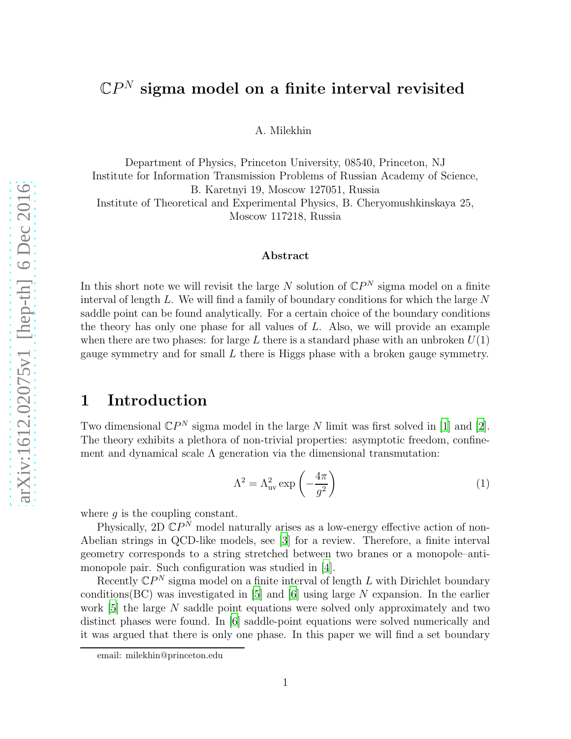# $\mathbb{C}P^N$ sigma model on a finite interval revisited

A. Milekhin

Department of Physics, Princeton University, 08540, Princeton, NJ
Institute for Information Transmission Problems of Russian Academy of Science, B. Karetnyi 19, Moscow 127051, Russia
Institute of Theoretical and Experimental Physics, B. Cheryomushkinskaya 25, Moscow 117218, Russia

### Abstract

In this short note we will revisit the large $N$ solution of $\mathbb{C}P^N$ sigma model on a finite interval of length $L$. We will find a family of boundary conditions for which the large $N$ saddle point can be found analytically. For a certain choice of the boundary conditions the theory has only one phase for all values of $L$. Also, we will provide an example when there are two phases: for large $L$ there is a standard phase with an unbroken $U(1)$ gauge symmetry and for small $L$ there is Higgs phase with a broken gauge symmetry.

## 1 Introduction

Two dimensional $\mathbb{C}P^N$ sigma model in the large $N$ limit was first solved in [1] and [2]. The theory exhibits a plethora of non-trivial properties: asymptotic freedom, confinement and dynamical scale $\Lambda$ generation via the dimensional transmutation:

$$\Lambda^2 = \Lambda_{\text{uv}}^2 \exp\left(-\frac{4\pi}{g^2}\right) \tag{1}$$

where $g$ is the coupling constant.

Physically, 2D $\mathbb{C}P^N$ model naturally arises as a low-energy effective action of non-Abelian strings in QCD-like models, see [3] for a review. Therefore, a finite interval geometry corresponds to a string stretched between two branes or a monopole–anti-monopole pair. Such configuration was studied in [4].

Recently $\mathbb{C}P^N$ sigma model on a finite interval of length $L$ with Dirichlet boundary conditions(BC) was investigated in [5] and [6] using large $N$ expansion. In the earlier work [5] the large $N$ saddle point equations were solved only approximately and two distinct phases were found. In [6] saddle-point equations were solved numerically and it was argued that there is only one phase. In this paper we will find a set boundary

email: milekhin@princeton.edu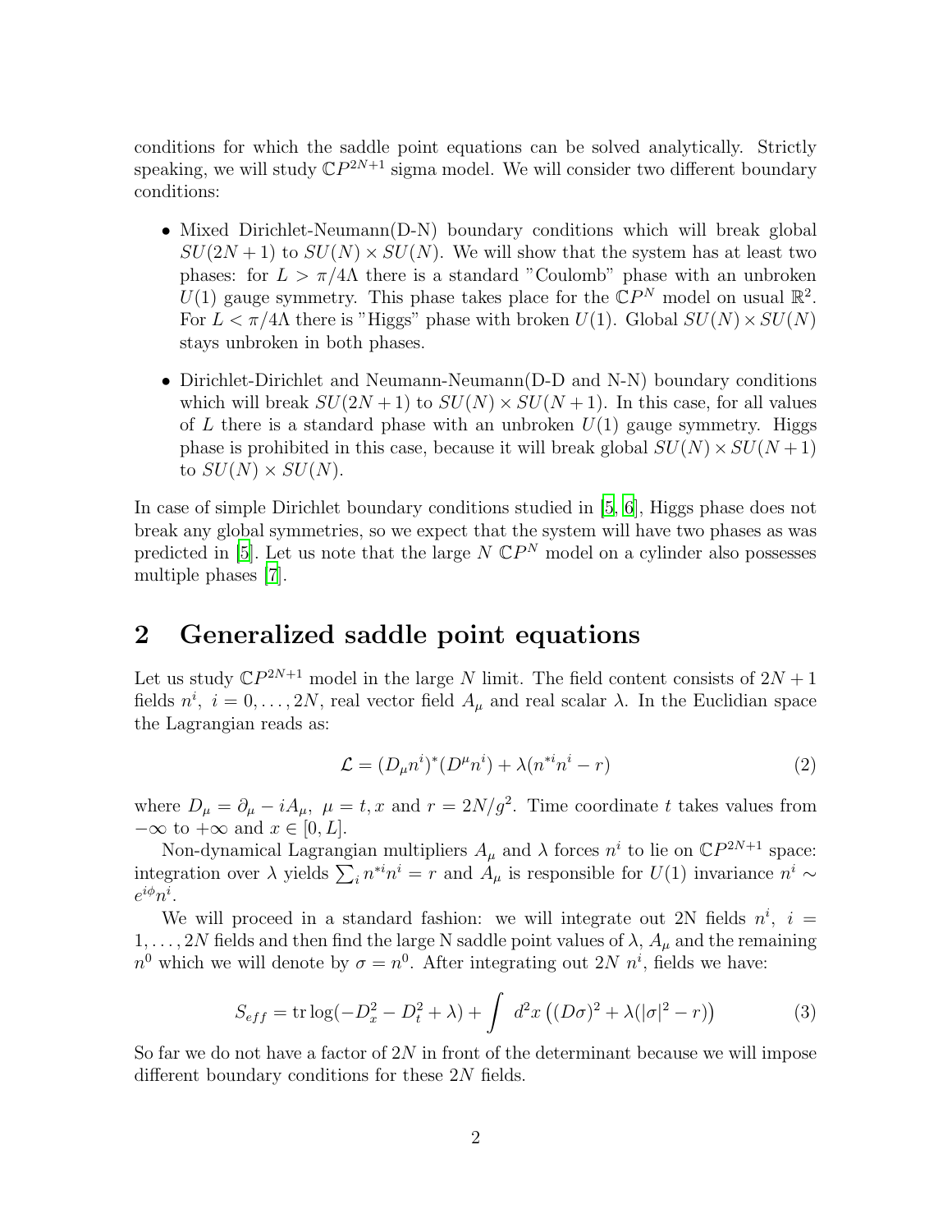conditions for which the saddle point equations can be solved analytically. Strictly speaking, we will study $\mathbb{C}P^{2N+1}$ sigma model. We will consider two different boundary conditions:

- Mixed Dirichlet-Neumann(D-N) boundary conditions which will break global $SU(2N+1)$ to $SU(N) \times SU(N)$. We will show that the system has at least two phases: for $L > \pi/4\Lambda$ there is a standard "Coulomb" phase with an unbroken $U(1)$ gauge symmetry. This phase takes place for the $\mathbb{C}P^N$ model on usual $\mathbb{R}^2$. For $L < \pi/4\Lambda$ there is "Higgs" phase with broken $U(1)$. Global $SU(N) \times SU(N)$ stays unbroken in both phases.

- Dirichlet-Dirichlet and Neumann-Neumann(D-D and N-N) boundary conditions which will break $SU(2N+1)$ to $SU(N) \times SU(N+1)$. In this case, for all values of $L$ there is a standard phase with an unbroken $U(1)$ gauge symmetry. Higgs phase is prohibited in this case, because it will break global $SU(N) \times SU(N+1)$ to $SU(N) \times SU(N)$.

In case of simple Dirichlet boundary conditions studied in [5, 6], Higgs phase does not break any global symmetries, so we expect that the system will have two phases as was predicted in [5]. Let us note that the large $N$ $\mathbb{C}P^N$ model on a cylinder also possesses multiple phases [7].

## 2 Generalized saddle point equations

Let us study $\mathbb{C}P^{2N+1}$ model in the large $N$ limit. The field content consists of $2N+1$ fields $n^i,\ i = 0, \ldots, 2N$, real vector field $A_\mu$ and real scalar $\lambda$. In the Euclidian space the Lagrangian reads as:

$$\mathcal{L} = (D_\mu n^i)^* (D^\mu n^i) + \lambda(n^{*i} n^i - r) \tag{2}$$

where $D_\mu = \partial_\mu - iA_\mu,\ \mu = t, x$ and $r = 2N/g^2$. Time coordinate $t$ takes values from $-\infty$ to $+\infty$ and $x \in [0, L]$.

Non-dynamical Lagrangian multipliers $A_\mu$ and $\lambda$ forces $n^i$ to lie on $\mathbb{C}P^{2N+1}$ space: integration over $\lambda$ yields $\sum_i n^{*i} n^i = r$ and $A_\mu$ is responsible for $U(1)$ invariance $n^i \sim e^{i\phi} n^i$.

We will proceed in a standard fashion: we will integrate out 2N fields $n^i,\ i = 1, \ldots, 2N$ fields and then find the large N saddle point values of $\lambda$, $A_\mu$ and the remaining $n^0$ which we will denote by $\sigma = n^0$. After integrating out $2N$ $n^i$, fields we have:

$$S_{eff} = \operatorname{tr}\log(-D_x^2 - D_t^2 + \lambda) + \int\ d^2x \left((D\sigma)^2 + \lambda(|\sigma|^2 - r)\right) \tag{3}$$

So far we do not have a factor of $2N$ in front of the determinant because we will impose different boundary conditions for these $2N$ fields.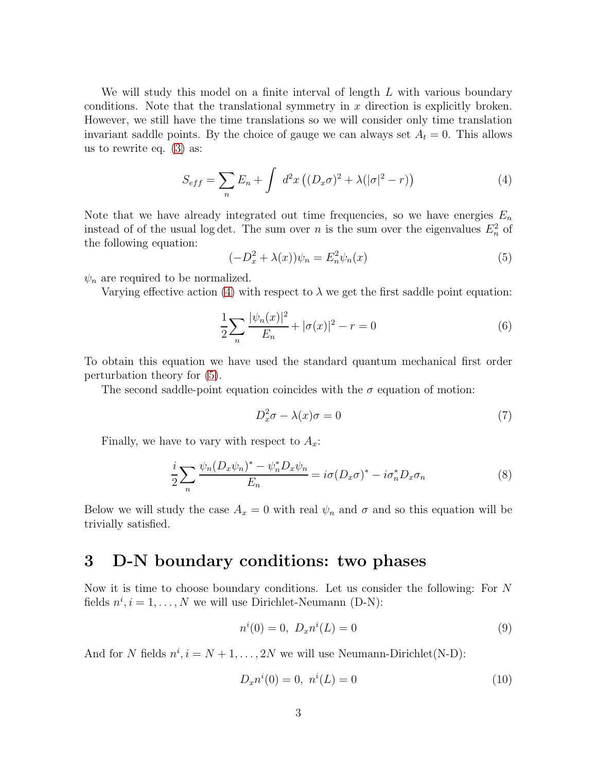We will study this model on a finite interval of length $L$ with various boundary conditions. Note that the translational symmetry in $x$ direction is explicitly broken. However, we still have the time translations so we will consider only time translation invariant saddle points. By the choice of gauge we can always set $A_t = 0$. This allows us to rewrite eq. (3) as:

$$S_{eff} = \sum_n E_n + \int \, d^2x \left( (D_x\sigma)^2 + \lambda(|\sigma|^2 - r) \right) \tag{4}$$

Note that we have already integrated out time frequencies, so we have energies $E_n$ instead of of the usual $\log\det$. The sum over $n$ is the sum over the eigenvalues $E_n^2$ of the following equation:

$$(-D_x^2 + \lambda(x))\psi_n = E_n^2\psi_n(x) \tag{5}$$

$\psi_n$ are required to be normalized.

Varying effective action (4) with respect to $\lambda$ we get the first saddle point equation:

$$\frac{1}{2}\sum_n \frac{|\psi_n(x)|^2}{E_n} + |\sigma(x)|^2 - r = 0 \tag{6}$$

To obtain this equation we have used the standard quantum mechanical first order perturbation theory for (5).

The second saddle-point equation coincides with the $\sigma$ equation of motion:

$$D_x^2\sigma - \lambda(x)\sigma = 0 \tag{7}$$

Finally, we have to vary with respect to $A_x$:

$$\frac{i}{2}\sum_n \frac{\psi_n(D_x\psi_n)^* - \psi_n^* D_x\psi_n}{E_n} = i\sigma(D_x\sigma)^* - i\sigma_n^* D_x\sigma_n \tag{8}$$

Below we will study the case $A_x = 0$ with real $\psi_n$ and $\sigma$ and so this equation will be trivially satisfied.

## 3 D-N boundary conditions: two phases

Now it is time to choose boundary conditions. Let us consider the following: For $N$ fields $n^i, i = 1, \ldots, N$ we will use Dirichlet-Neumann (D-N):

$$n^i(0) = 0, \; D_x n^i(L) = 0 \tag{9}$$

And for $N$ fields $n^i, i = N+1, \ldots, 2N$ we will use Neumann-Dirichlet(N-D):

$$D_x n^i(0) = 0, \; n^i(L) = 0 \tag{10}$$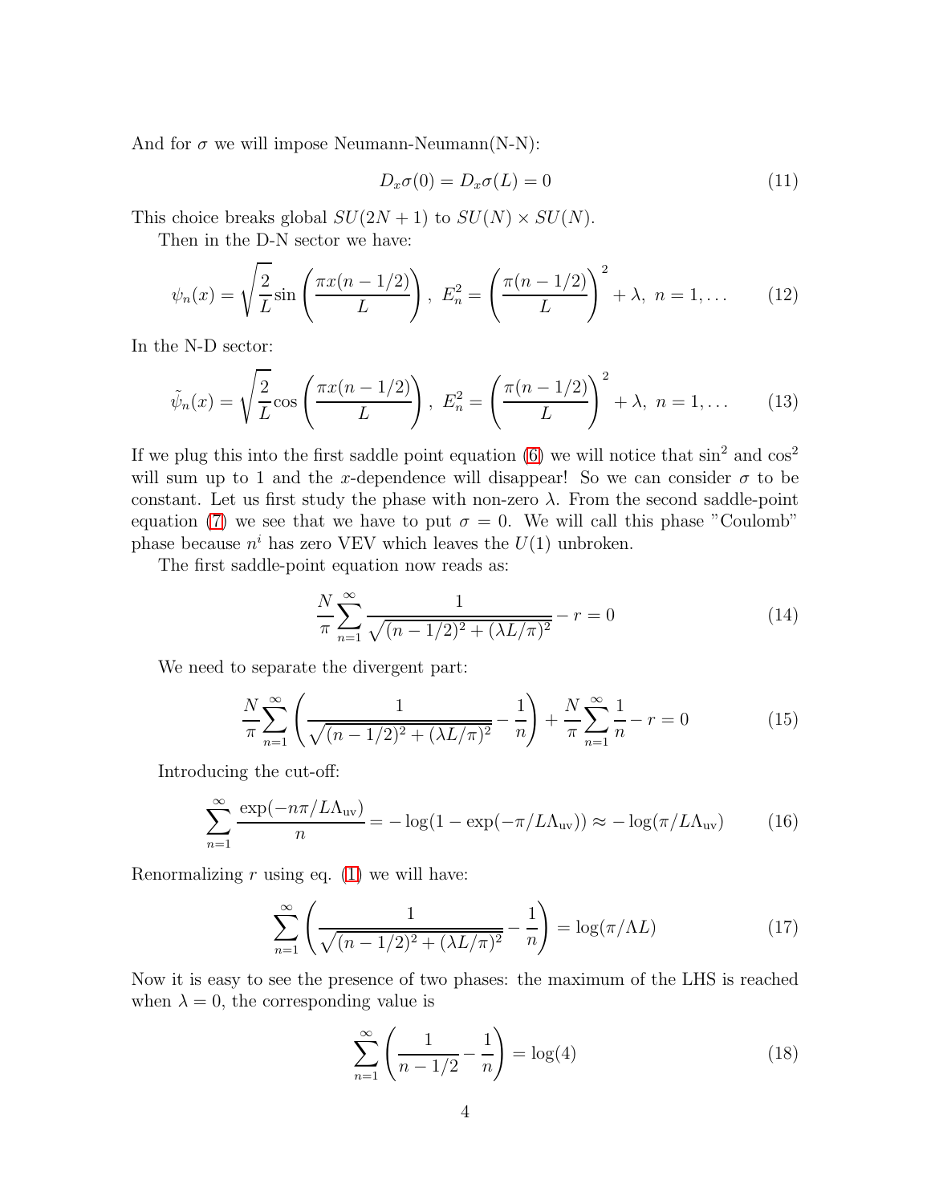And for $\sigma$ we will impose Neumann-Neumann(N-N):

$$D_x \sigma(0) = D_x \sigma(L) = 0 \tag{11}$$

This choice breaks global $SU(2N+1)$ to $SU(N) \times SU(N)$.

Then in the D-N sector we have:

$$\psi_n(x) = \sqrt{\frac{2}{L}} \sin\left(\frac{\pi x(n-1/2)}{L}\right),\ E_n^2 = \left(\frac{\pi(n-1/2)}{L}\right)^2 + \lambda,\ n = 1, \ldots \tag{12}$$

In the N-D sector:

$$\tilde{\psi}_n(x) = \sqrt{\frac{2}{L}} \cos\left(\frac{\pi x(n-1/2)}{L}\right),\ E_n^2 = \left(\frac{\pi(n-1/2)}{L}\right)^2 + \lambda,\ n = 1, \ldots \tag{13}$$

If we plug this into the first saddle point equation (6) we will notice that $\sin^2$ and $\cos^2$ will sum up to 1 and the $x$-dependence will disappear! So we can consider $\sigma$ to be constant. Let us first study the phase with non-zero $\lambda$. From the second saddle-point equation (7) we see that we have to put $\sigma = 0$. We will call this phase "Coulomb" phase because $n^i$ has zero VEV which leaves the $U(1)$ unbroken.

The first saddle-point equation now reads as:

$$\frac{N}{\pi} \sum_{n=1}^{\infty} \frac{1}{\sqrt{(n-1/2)^2 + (\lambda L/\pi)^2}} - r = 0 \tag{14}$$

We need to separate the divergent part:

$$\frac{N}{\pi} \sum_{n=1}^{\infty} \left( \frac{1}{\sqrt{(n-1/2)^2 + (\lambda L/\pi)^2}} - \frac{1}{n} \right) + \frac{N}{\pi} \sum_{n=1}^{\infty} \frac{1}{n} - r = 0 \tag{15}$$

Introducing the cut-off:

$$\sum_{n=1}^{\infty} \frac{\exp(-n\pi/L\Lambda_{\text{uv}})}{n} = -\log(1 - \exp(-\pi/L\Lambda_{\text{uv}})) \approx -\log(\pi/L\Lambda_{\text{uv}}) \tag{16}$$

Renormalizing $r$ using eq. (1) we will have:

$$\sum_{n=1}^{\infty} \left( \frac{1}{\sqrt{(n-1/2)^2 + (\lambda L/\pi)^2}} - \frac{1}{n} \right) = \log(\pi/\Lambda L) \tag{17}$$

Now it is easy to see the presence of two phases: the maximum of the LHS is reached when $\lambda = 0$, the corresponding value is

$$\sum_{n=1}^{\infty} \left( \frac{1}{n-1/2} - \frac{1}{n} \right) = \log(4) \tag{18}$$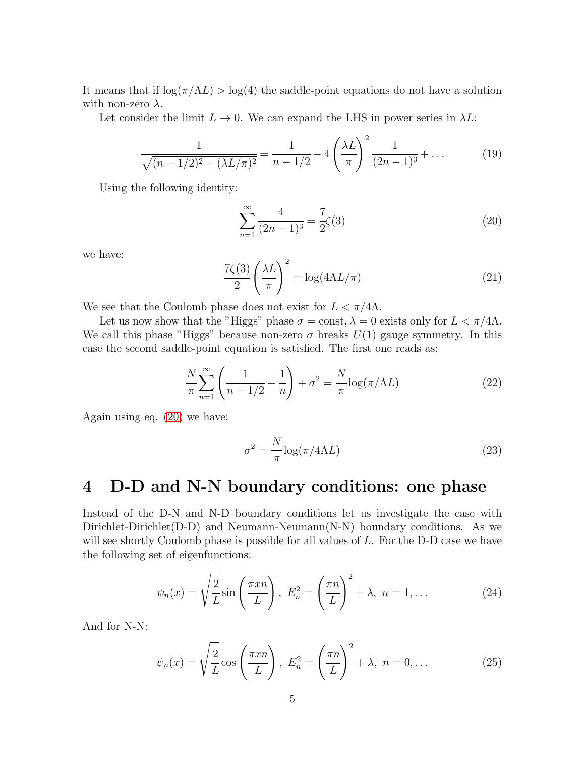It means that if $\log(\pi/\Lambda L) > \log(4)$ the saddle-point equations do not have a solution with non-zero $\lambda$.

Let consider the limit $L \to 0$. We can expand the LHS in power series in $\lambda L$:

$$\frac{1}{\sqrt{(n-1/2)^2 + (\lambda L/\pi)^2}} = \frac{1}{n-1/2} - 4\left(\frac{\lambda L}{\pi}\right)^2 \frac{1}{(2n-1)^3} + \dots \tag{19}$$

Using the following identity:

$$\sum_{n=1}^{\infty} \frac{4}{(2n-1)^3} = \frac{7}{2}\zeta(3) \tag{20}$$

we have:

$$\frac{7\zeta(3)}{2}\left(\frac{\lambda L}{\pi}\right)^2 = \log(4\Lambda L/\pi) \tag{21}$$

We see that the Coulomb phase does not exist for $L < \pi/4\Lambda$.

Let us now show that the "Higgs" phase $\sigma = \text{const}, \lambda = 0$ exists only for $L < \pi/4\Lambda$. We call this phase "Higgs" because non-zero $\sigma$ breaks $U(1)$ gauge symmetry. In this case the second saddle-point equation is satisfied. The first one reads as:

$$\frac{N}{\pi}\sum_{n=1}^{\infty}\left(\frac{1}{n-1/2} - \frac{1}{n}\right) + \sigma^2 = \frac{N}{\pi}\log(\pi/\Lambda L) \tag{22}$$

Again using eq. (20) we have:

$$\sigma^2 = \frac{N}{\pi}\log(\pi/4\Lambda L) \tag{23}$$

# 4 D-D and N-N boundary conditions: one phase

Instead of the D-N and N-D boundary conditions let us investigate the case with Dirichlet-Dirichlet(D-D) and Neumann-Neumann(N-N) boundary conditions. As we will see shortly Coulomb phase is possible for all values of $L$. For the D-D case we have the following set of eigenfunctions:

$$\psi_n(x) = \sqrt{\frac{2}{L}}\sin\left(\frac{\pi x n}{L}\right),\ E_n^2 = \left(\frac{\pi n}{L}\right)^2 + \lambda,\ n = 1, \dots \tag{24}$$

And for N-N:

$$\psi_n(x) = \sqrt{\frac{2}{L}}\cos\left(\frac{\pi x n}{L}\right),\ E_n^2 = \left(\frac{\pi n}{L}\right)^2 + \lambda,\ n = 0, \dots \tag{25}$$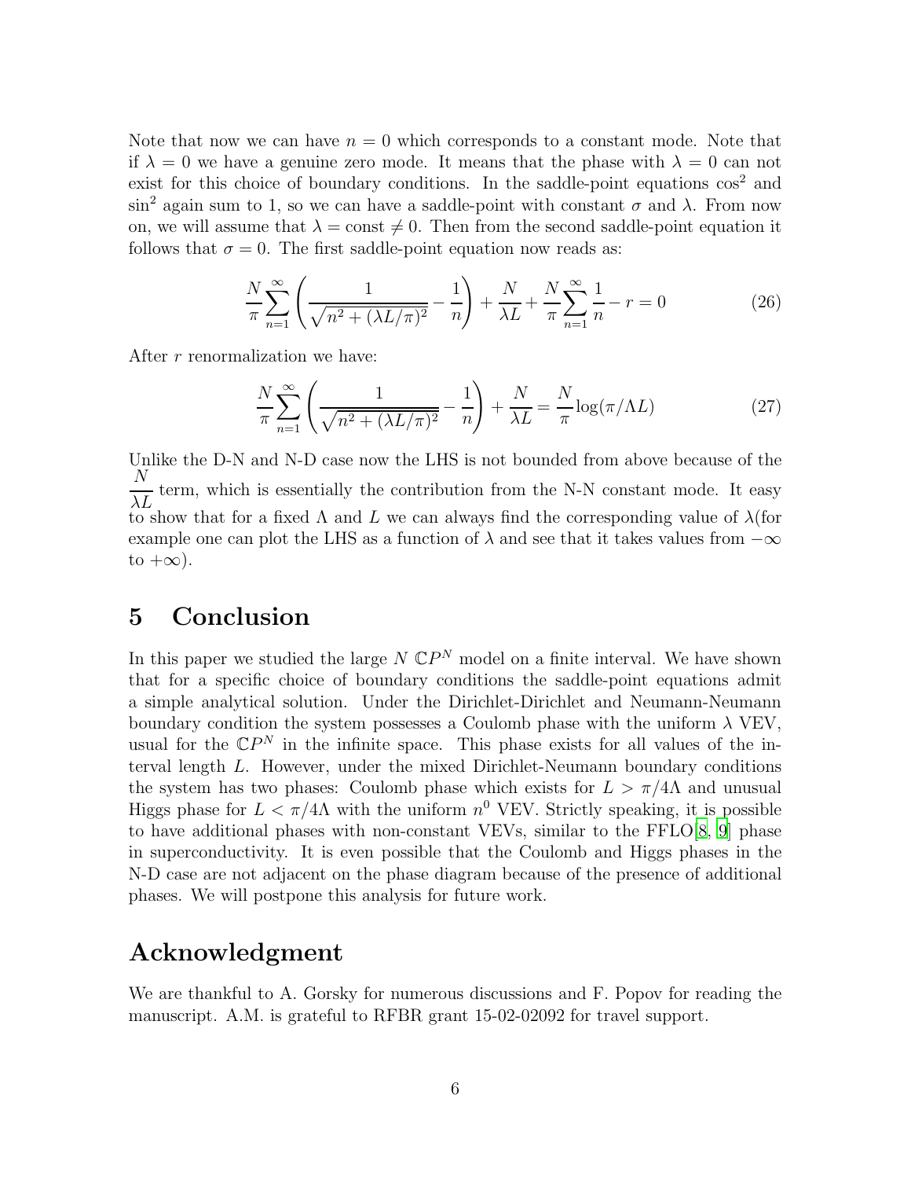Note that now we can have $n = 0$ which corresponds to a constant mode. Note that if $\lambda = 0$ we have a genuine zero mode. It means that the phase with $\lambda = 0$ can not exist for this choice of boundary conditions. In the saddle-point equations $\cos^2$ and $\sin^2$ again sum to 1, so we can have a saddle-point with constant $\sigma$ and $\lambda$. From now on, we will assume that $\lambda = \text{const} \neq 0$. Then from the second saddle-point equation it follows that $\sigma = 0$. The first saddle-point equation now reads as:

$$\frac{N}{\pi}\sum_{n=1}^{\infty}\left(\frac{1}{\sqrt{n^2+(\lambda L/\pi)^2}}-\frac{1}{n}\right)+\frac{N}{\lambda L}+\frac{N}{\pi}\sum_{n=1}^{\infty}\frac{1}{n}-r=0 \tag{26}$$

After $r$ renormalization we have:

$$\frac{N}{\pi}\sum_{n=1}^{\infty}\left(\frac{1}{\sqrt{n^2+(\lambda L/\pi)^2}}-\frac{1}{n}\right)+\frac{N}{\lambda L}=\frac{N}{\pi}\log(\pi/\Lambda L) \tag{27}$$

Unlike the D-N and N-D case now the LHS is not bounded from above because of the $\dfrac{N}{\lambda L}$ term, which is essentially the contribution from the N-N constant mode. It easy to show that for a fixed $\Lambda$ and $L$ we can always find the corresponding value of $\lambda$(for example one can plot the LHS as a function of $\lambda$ and see that it takes values from $-\infty$ to $+\infty$).

# 5 Conclusion

In this paper we studied the large $N$ $\mathbb{C}P^N$ model on a finite interval. We have shown that for a specific choice of boundary conditions the saddle-point equations admit a simple analytical solution. Under the Dirichlet-Dirichlet and Neumann-Neumann boundary condition the system possesses a Coulomb phase with the uniform $\lambda$ VEV, usual for the $\mathbb{C}P^N$ in the infinite space. This phase exists for all values of the interval length $L$. However, under the mixed Dirichlet-Neumann boundary conditions the system has two phases: Coulomb phase which exists for $L > \pi/4\Lambda$ and unusual Higgs phase for $L < \pi/4\Lambda$ with the uniform $n^0$ VEV. Strictly speaking, it is possible to have additional phases with non-constant VEVs, similar to the FFLO[8, 9] phase in superconductivity. It is even possible that the Coulomb and Higgs phases in the N-D case are not adjacent on the phase diagram because of the presence of additional phases. We will postpone this analysis for future work.

# Acknowledgment

We are thankful to A. Gorsky for numerous discussions and F. Popov for reading the manuscript. A.M. is grateful to RFBR grant 15-02-02092 for travel support.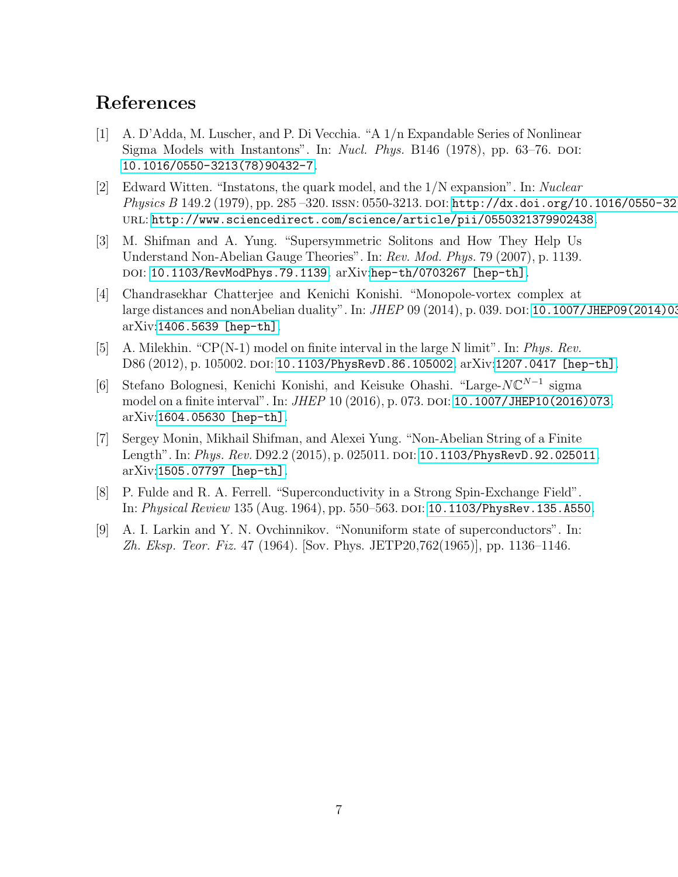# References

[1] A. D'Adda, M. Luscher, and P. Di Vecchia. "A 1/n Expandable Series of Nonlinear Sigma Models with Instantons". In: *Nucl. Phys.* B146 (1978), pp. 63–76. DOI: 10.1016/0550-3213(78)90432-7.

[2] Edward Witten. "Instatons, the quark model, and the 1/N expansion". In: *Nuclear Physics B* 149.2 (1979), pp. 285 –320. ISSN: 0550-3213. DOI: http://dx.doi.org/10.1016/0550-32 URL: http://www.sciencedirect.com/science/article/pii/0550321379902438.

[3] M. Shifman and A. Yung. "Supersymmetric Solitons and How They Help Us Understand Non-Abelian Gauge Theories". In: *Rev. Mod. Phys.* 79 (2007), p. 1139. DOI: 10.1103/RevModPhys.79.1139. arXiv:hep-th/0703267 [hep-th].

[4] Chandrasekhar Chatterjee and Kenichi Konishi. "Monopole-vortex complex at large distances and nonAbelian duality". In: *JHEP* 09 (2014), p. 039. DOI: 10.1007/JHEP09(2014)03 arXiv:1406.5639 [hep-th].

[5] A. Milekhin. "CP(N-1) model on finite interval in the large N limit". In: *Phys. Rev.* D86 (2012), p. 105002. DOI: 10.1103/PhysRevD.86.105002. arXiv:1207.0417 [hep-th].

[6] Stefano Bolognesi, Kenichi Konishi, and Keisuke Ohashi. "Large-$N\mathbb{C}^{N-1}$ sigma model on a finite interval". In: *JHEP* 10 (2016), p. 073. DOI: 10.1007/JHEP10(2016)073. arXiv:1604.05630 [hep-th].

[7] Sergey Monin, Mikhail Shifman, and Alexei Yung. "Non-Abelian String of a Finite Length". In: *Phys. Rev.* D92.2 (2015), p. 025011. DOI: 10.1103/PhysRevD.92.025011. arXiv:1505.07797 [hep-th].

[8] P. Fulde and R. A. Ferrell. "Superconductivity in a Strong Spin-Exchange Field". In: *Physical Review* 135 (Aug. 1964), pp. 550–563. DOI: 10.1103/PhysRev.135.A550.

[9] A. I. Larkin and Y. N. Ovchinnikov. "Nonuniform state of superconductors". In: *Zh. Eksp. Teor. Fiz.* 47 (1964). [Sov. Phys. JETP20,762(1965)], pp. 1136–1146.